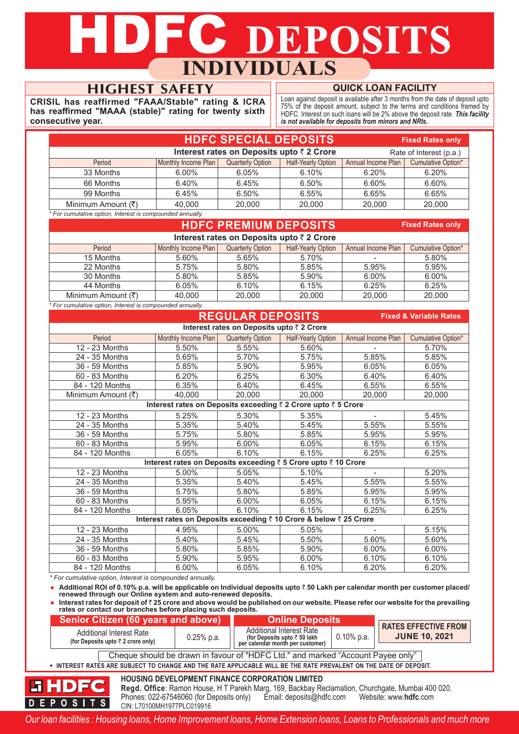# HDFC DEPOSITS

## INDIVIDUALS

### HIGHEST SAFETY

**CRISIL has reaffirmed "FAAA/Stable" rating & ICRA has reaffirmed "MAAA (stable)" rating for twenty sixth consecutive year.**

### QUICK LOAN FACILITY

Loan against deposit is available after 3 months from the date of deposit upto 75% of the deposit amount, subject to the terms and conditions framed by HDFC. Interest on such loans will be 2% above the deposit rate. ***This facility is not available for deposits from minors and NRIs.***

## HDFC SPECIAL DEPOSITS

**Fixed Rates only**

**Interest rates on Deposits upto ₹ 2 Crore** — Rate of Interest (p.a.)

| Period | Monthly Income Plan | Quarterly Option | Half-Yearly Option | Annual Income Plan | Cumulative Option* |
|---|---|---|---|---|---|
| 33 Months | 6.00% | 6.05% | 6.10% | 6.20% | 6.20% |
| 66 Months | 6.40% | 6.45% | 6.50% | 6.60% | 6.60% |
| 99 Months | 6.45% | 6.50% | 6.55% | 6.65% | 6.65% |
| Minimum Amount (₹) | 40,000 | 20,000 | 20,000 | 20,000 | 20,000 |

*\* For cumulative option, Interest is compounded annually.*

## HDFC PREMIUM DEPOSITS

**Fixed Rates only**

**Interest rates on Deposits upto ₹ 2 Crore**

| Period | Monthly Income Plan | Quarterly Option | Half-Yearly Option | Annual Income Plan | Cumulative Option* |
|---|---|---|---|---|---|
| 15 Months | 5.60% | 5.65% | 5.70% | - | 5.80% |
| 22 Months | 5.75% | 5.80% | 5.85% | 5.95% | 5.95% |
| 30 Months | 5.80% | 5.85% | 5.90% | 6.00% | 6.00% |
| 44 Months | 6.05% | 6.10% | 6.15% | 6.25% | 6.25% |
| Minimum Amount (₹) | 40,000 | 20,000 | 20,000 | 20,000 | 20,000 |

*\* For cumulative option, Interest is compounded annually.*

## REGULAR DEPOSITS

**Fixed & Variable Rates**

| Period | Monthly Income Plan | Quarterly Option | Half-Yearly Option | Annual Income Plan | Cumulative Option* |
|---|---|---|---|---|---|
| **Interest rates on Deposits upto ₹ 2 Crore** | | | | | |
| 12 - 23 Months | 5.50% | 5.55% | 5.60% | - | 5.70% |
| 24 - 35 Months | 5.65% | 5.70% | 5.75% | 5.85% | 5.85% |
| 36 - 59 Months | 5.85% | 5.90% | 5.95% | 6.05% | 6.05% |
| 60 - 83 Months | 6.20% | 6.25% | 6.30% | 6.40% | 6.40% |
| 84 - 120 Months | 6.35% | 6.40% | 6.45% | 6.55% | 6.55% |
| Minimum Amount (₹) | 40,000 | 20,000 | 20,000 | 20,000 | 20,000 |
| **Interest rates on Deposits exceeding ₹ 2 Crore upto ₹ 5 Crore** | | | | | |
| 12 - 23 Months | 5.25% | 5.30% | 5.35% | - | 5.45% |
| 24 - 35 Months | 5.35% | 5.40% | 5.45% | 5.55% | 5.55% |
| 36 - 59 Months | 5.75% | 5.80% | 5.85% | 5.95% | 5.95% |
| 60 - 83 Months | 5.95% | 6.00% | 6.05% | 6.15% | 6.15% |
| 84 - 120 Months | 6.05% | 6.10% | 6.15% | 6.25% | 6.25% |
| **Interest rates on Deposits exceeding ₹ 5 Crore upto ₹ 10 Crore** | | | | | |
| 12 - 23 Months | 5.00% | 5.05% | 5.10% | - | 5.20% |
| 24 - 35 Months | 5.35% | 5.40% | 5.45% | 5.55% | 5.55% |
| 36 - 59 Months | 5.75% | 5.80% | 5.85% | 5.95% | 5.95% |
| 60 - 83 Months | 5.95% | 6.00% | 6.05% | 6.15% | 6.15% |
| 84 - 120 Months | 6.05% | 6.10% | 6.15% | 6.25% | 6.25% |
| **Interest rates on Deposits exceeding ₹ 10 Crore & below ₹ 25 Crore** | | | | | |
| 12 - 23 Months | 4.95% | 5.00% | 5.05% | - | 5.15% |
| 24 - 35 Months | 5.40% | 5.45% | 5.50% | 5.60% | 5.60% |
| 36 - 59 Months | 5.80% | 5.85% | 5.90% | 6.00% | 6.00% |
| 60 - 83 Months | 5.90% | 5.95% | 6.00% | 6.10% | 6.10% |
| 84 - 120 Months | 6.00% | 6.05% | 6.10% | 6.20% | 6.20% |

*\* For cumulative option, Interest is compounded annually.*

- **Additional ROI of 0.10% p.a. will be applicable on Individual deposits upto ₹ 50 Lakh per calendar month per customer placed/ renewed through our Online system and auto-renewed deposits.**
- **Interest rates for deposit of ₹ 25 crore and above would be published on our website. Please refer our website for the prevailing rates or contact our branches before placing such deposits.**

| Senior Citizen (60 years and above) | | Online Deposits | |
|---|---|---|---|
| Additional Interest Rate **(for Deposits upto ₹ 2 crore only)** | 0.25% p.a. | Additional Interest Rate **(for Deposits upto ₹ 50 lakh per calendar month per customer)** | 0.10% p.a. |

**RATES EFFECTIVE FROM JUNE 10, 2021**

Cheque should be drawn in favour of "HDFC Ltd." and marked "Account Payee only"

- **INTEREST RATES ARE SUBJECT TO CHANGE AND THE RATE APPLICABLE WILL BE THE RATE PREVALENT ON THE DATE OF DEPOSIT.**

**HDFC DEPOSITS**

**HOUSING DEVELOPMENT FINANCE CORPORATION LIMITED**

**Regd. Office**: Ramon House, H T Parekh Marg, 169, Backbay Reclamation, Churchgate, Mumbai 400 020.
Phones: 022-67546060 (for Deposits only) Email: deposits@hdfc.com Website: www.**hdfc**.com
CIN: L70100MH1977PLC019916

*Our loan facilities : Housing loans, Home Improvement loans, Home Extension loans, Loans to Professionals and much more*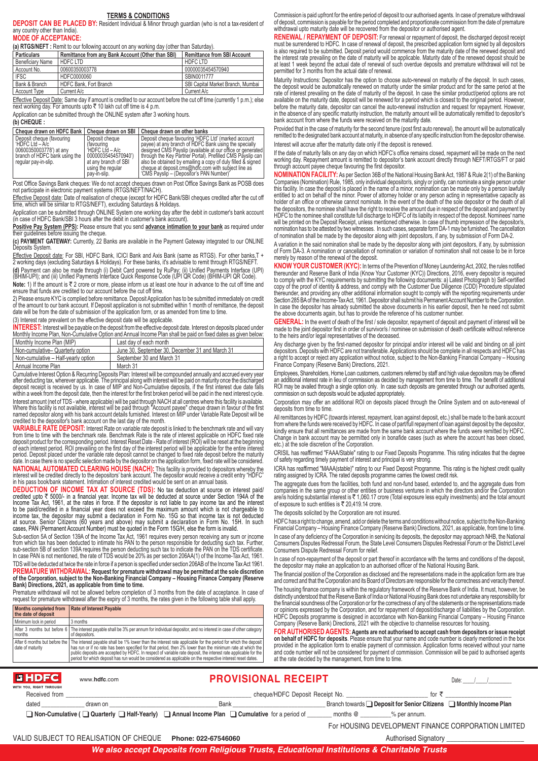## TERMS & CONDITIONS

**DEPOSIT CAN BE PLACED BY:** Resident Individual & Minor through guardian (who is not a tax-resident of any country other than India).

**MODE OF ACCEPTANCE:**

**(a) RTGS/NEFT :** Remit to our following account on any working day (other than Saturday).

| Particulars | Remittance from any Bank Account (Other than SBI) | Remittance from SBI Account |
|---|---|---|
| Beneficiary Name | HDFC LTD | HDFC LTD |
| Account No. | 00600350003778 | 00000035454570940 |
| IFSC | HDFC0000060 | SBIN0011777 |
| Bank & Branch | HDFC Bank, Fort Branch | SBI Capital Market Branch, Mumbai |
| Account Type | Current A/c | Current A/c |

Effective Deposit Date: Same day if amount is credited to our account before the cut off time (currently 1 p.m.); else next working day. For amounts upto ₹ 10 lakh cut off time is 4 p.m.

Application can be submitted through the ONLINE system after 3 working hours.

**(b) CHEQUE :**

| Cheque drawn on HDFC Bank | Cheque drawn on SBI | Cheque drawn on other banks |
|---|---|---|
| Deposit cheque (favouring 'HDFC Ltd – A/c 00600350003778') at any branch of HDFC Bank using the regular pay-in-slip. | Deposit cheque (favouring 'HDFC Ltd – A/c 00000035454570940') at any branch of SBI using the regular pay-in-slip. | Deposit cheque favouring 'HDFC Ltd' (marked account payee) at any branch of HDFC Bank using the specially designed CMS Payslip (available at our office or generated through the Key Partner Portal). Prefilled CMS Payslip can also be obtained by emailing a copy of duly filled & signed cheque at deposit.cms@hdfc.com with subject line as 'CMS Payslip – (Depositor's PAN Number)' |

Post Office Savings Bank cheques: We do not accept cheques drawn on Post Office Savings Bank as POSB does not participate in electronic payment systems (RTGS/NEFT/NACH).

Effective Deposit Date: Date of realisation of cheque (except for HDFC Bank/SBI cheques credited after the cut off time, which will be similar to RTGS/NEFT), excluding Saturdays & Holidays.

Application can be submitted through ONLINE System one working day after the debit in customer's bank account (in case of HDFC Bank/SBI 3 hours after the debit in customer's bank account).

**Positive Pay System (PPS):** Please ensure that you send **advance intimation to your bank** as required under their guidelines before issuing the cheque.

**(c) PAYMENT GATEWAY:** Currently, 22 Banks are available in the Payment Gateway integrated to our ONLINE Deposits System.

Effective Deposit date: For SBI, HDFC Bank, ICICI Bank and Axis Bank (same as RTGS). For other banks,T + 2 working days (excluding Saturdays & Holidays). For these banks, it's advisable to remit through RTGS/NEFT.

**(d)** Payment can also be made through (i) Debit Card powered by RuPay; (ii) Unified Payments Interface (UPI) (BHIM-UPI); and (iii) Unified Payments Interface Quick Response Code (UPI QR Code) (BHIM-UPI QR Code).

**Note:** 1) If the amount is ₹ 2 crore or more, please inform us at least one hour in advance to the cut off time and ensure that funds are credited to our account before the cut off time.

2) Please ensure KYC is complied before remittance. Deposit Application has to be submitted immediately on credit of the amount to our bank account. If Deposit application is not submitted within 1 month of remittance, the deposit date will be from the date of submission of the application form, or as amended from time to time.

(3) Interest rate prevalent on the effective deposit date will be applicable.

**INTEREST:** Interest will be payable on the deposit from the effective deposit date. Interest on deposits placed under Monthly Income Plan, Non-Cumulative Option and Annual Income Plan shall be paid on fixed dates as given below:

| Monthly Income Plan (MIP) | Last day of each month |
|---|---|
| Non-cumulative– Quarterly option | June 30, September 30, December 31 and March 31 |
| Non-cumulative – Half-yearly option | September 30 and March 31 |
| Annual Income Plan | March 31 |

Cumulative Interest Option & Recurring Deposits Plan: Interest will be compounded annually and accrued every year after deducting tax, wherever applicable. The principal along with interest will be paid on maturity once the discharged deposit receipt is received by us. In case of MIP and Non-Cumulative deposits, if the first interest due date falls within a week from the deposit date, then the interest for the first broken period will be paid in the next interest cycle.

Interest amount (net of TDS - where applicable) will be paid through NACH at all centres where this facility is available. Where this facility is not available, interest will be paid through "Account payee" cheque drawn in favour of the first named depositor along with his bank account details furnished. Interest on MIP under Variable Rate Deposit will be credited to the depositor's bank account on the last day of the month.

**VARIABLE RATE DEPOSIT:** Interest Rate on variable rate deposit is linked to the benchmark rate and will vary from time to time with the benchmark rate. Benchmark Rate is the rate of interest applicable on HDFC fixed rate deposit product for the corresponding period. Interest Reset Date - Rate of interest (ROI) will be reset at the beginning of each interest period. ROI prevailing on the first day of the interest period will be applicable for the entire interest period. Deposit placed under the variable rate deposit cannot be changed to fixed rate deposit before the maturity date. In case there is no specific selection made by the depositor on the application form, fixed rate will be considered.

**NATIONAL AUTOMATED CLEARING HOUSE (NACH):** This facility is provided to depositors whereby the interest will be credited directly to the depositors' bank account. The depositor would receive a credit entry "HDFC" in his pass book/bank statement. Intimation of interest credited would be sent on an annual basis.

**DEDUCTION OF INCOME TAX AT SOURCE (TDS):** No tax deduction at source on interest paid/credited upto ₹ 5000/- in a financial year. Income tax will be deducted at source under Section 194A of the Income Tax Act, 1961, at the rates in force. If the depositor is not liable to pay income tax and the interest to be paid/credited in a financial year does not exceed the maximum amount which is not chargeable to income tax, the depositor may submit a declaration in Form No. 15G so that income tax is not deducted at source. Senior Citizens (60 years and above) may submit a declaration in Form No. 15H. In such cases, PAN (Permanent Account Number) must be quoted in the Form 15G/H, else the form is invalid.

Sub-section 5A of Section 139A of the Income Tax Act, 1961 requires every person receiving any sum or income from which tax has been deducted to intimate his PAN to the person responsible for deducting such tax. Further, sub-section 5B of section 139A requires the person deducting such tax to indicate the PAN on the TDS certificate. In case PAN is not mentioned, the rate of TDS would be 20% as per section 206AA(1) of the Income-Tax Act, 1961.

TDS will be deducted at twice the rate in force if a person is specified under section 206AB of the Income Tax Act 1961.

**PREMATURE WITHDRAWAL: Request for premature withdrawal may be permitted at the sole discretion of the Corporation, subject to the Non-Banking Financial Company – Housing Finance Company (Reserve Bank) Directions, 2021, as applicable from time to time.**

Premature withdrawal will not be allowed before completion of 3 months from the date of acceptance. In case of request for premature withdrawal after the expiry of 3 months, the rates given in the following table shall apply.

| Months completed from the date of deposit | Rate of Interest Payable |
|---|---|
| Minimum lock in period | 3 months |
| After 3 months but before 6 months | The interest payable shall be 3% per annum for individual depositor, and no interest in case of other category of depositors. |
| After 6 months but before the date of maturity | The interest payable shall be 1% lower than the interest rate applicable for the period for which the deposit has run or if no rate has been specified for that period, then 2% lower than the minimum rate at which the public deposits are accepted by HDFC. In respect of variable rate deposit, the interest rate applicable for the period for which deposit has run would be considered as applicable on the respective interest reset dates. |

Commission is paid upfront for the entire period of deposit to our authorised agents. In case of premature withdrawal of deposit, commission is payable for the period completed and proportionate commission from the date of premature withdrawal upto maturity date will be recovered from the depositor or authorised agent.

**RENEWAL / REPAYMENT OF DEPOSIT:** For renewal or repayment of deposit, the discharged deposit receipt must be surrendered to HDFC. In case of renewal of deposit, the prescribed application form signed by all depositors is also required to be submitted. Deposit period would commence from the maturity date of the renewed deposit and the interest rate prevailing on the date of maturity will be applicable. Maturity date of the renewed deposit should be at least 1 week beyond the actual date of renewal of such overdue deposits and premature withdrawal will not be permitted for 3 months from the actual date of renewal.

Maturity Instructions: Depositor has the option to choose auto-renewal on maturity of the deposit. In such cases, the deposit would be automatically renewed on maturity under the similar product and for the same period at the rate of interest prevailing on the date of maturity of the deposit. In case the similar product/period options are not available on the maturity date, deposit will be renewed for a period which is closest to the original period. However, before the maturity date, depositor can cancel the auto-renewal instruction and request for repayment. However, in the absence of any specific maturity instruction, the maturity amount will be automatically remitted to depositor's bank account from where the funds were received on the maturity date.

Provided that in the case of maturity for the second tenure (post first auto renewal), the amount will be automatically remitted to the designated bank account at maturity, in absence of any specific instruction from the depositor otherwise.

Interest will accrue after the maturity date only if the deposit is renewed.

If the date of maturity falls on any day on which HDFC's office remains closed, repayment will be made on the next working day. Repayment amount is remitted to depositor's bank account directly through NEFT/RTGS/FT or paid through account payee cheque favouring the first depositor.

**NOMINATION FACILITY:** As per Section 36B of the National Housing Bank Act, 1987 & Rule 2(1) of the Banking Companies (Nomination) Rule, 1985, only individual depositor/s, singly or jointly, can nominate a single person under this facility. In case the deposit is placed in the name of a minor, nomination can be made only by a person lawfully entitled to act on behalf of the minor. Power of attorney holder or any person acting in representative capacity as holder of an office or otherwise cannot nominate. In the event of the death of the sole depositor or the death of all the depositors, the nominee shall have the right to receive the amount due in respect of the deposit and payment by HDFC to the nominee shall constitute full discharge to HDFC of its liabilty in respect of the deposit. Nominees' name will be printed on the Deposit Receipt, unless mentioned otherwise. In case of thumb impression of the depositor/s, nomination has to be attested by two witnesses. In such cases, separate form DA-1 may be furnished. The cancellation of nomination shall be made by the depositor along with joint depositors, if any, by submission of Form DA-2.

A variation in the said nomination shall be made by the depositor along with joint depositors, if any, by submission of Form DA-3. A nomination or cancellation of nomination or variation of nomination shall not cease to be in force merely by reason of the renewal of the deposit.

**KNOW YOUR CUSTOMER (KYC):** In terms of the Prevention of Money Laundering Act, 2002, the rules notified thereunder and Reserve Bank of India (Know Your Customer (KYC)) Directions, 2016, every depositor is required to comply with the KYC requirements by submitting the following documents: a) Latest Photograph b) Self-certified copy of the proof of identity & address, and comply with the Customer Due Diligence (CDD) Procedure stipulated thereunder, and providing any other additional information sought to comply with the reporting requirements under Section 285 BA of the Income-Tax Act, 1961. Depositor shall submit his Permanent Account Number to the Corporation. In case the depositor has already submitted the above documents in his earlier deposit, then he need not submit the above documents again, but has to provide the reference of his customer number.

**GENERAL:** In the event of death of the first / sole depositor, repayment of deposit and payment of interest will be made to the joint depositor first in order of survivor/s / nominee on submission of death certificate without reference to the heirs and/or legal representatives of the deceased.

Any discharge given by the first-named depositor for principal and/or interest will be valid and binding on all joint depositors. Deposits with HDFC are not transferable. Applications should be complete in all respects and HDFC has a right to accept or reject any application without notice, subject to the Non-Banking Financial Company – Housing Finance Company (Reserve Bank) Directions, 2021.

Employees, Shareholders, Home Loan customers, customers referred by staff and high value depositors may be offered an additional interest rate in lieu of commission as decided by management from time to time. The benefit of additional ROI may be availed through a single option only. In case such deposits are generated through our authorised agents, commission on such deposits would be adjusted appropriately.

Corporation may offer an additional ROI on deposits placed through the Online System and on auto-renewal of deposits from time to time.

All remittances by HDFC (towards interest, repayment, loan against deposit, etc.) shall be made to the bank account from where the funds were received by HDFC. In case of part/full repayment of loan against deposit by the depositor, kindly ensure that all remittances are made from the same bank account where the funds were remitted by HDFC. Change in bank account may be permitted only in bonafide cases (such as where the account has been closed, etc.) at the sole discretion of the Corporation.

CRISIL has reaffirmed "FAAA/Stable" rating to our Fixed Deposits Programme. This rating indicates that the degree of safety regarding timely payment of interest and principal is very strong.

ICRA has reaffirmed "MAAA(stable)" rating to our Fixed Deposit Programme. This rating is the highest credit quality rating assigned by ICRA. The rated deposits programme carries the lowest credit risk.

The aggregate dues from the facilities, both fund and non-fund based, extended to, and the aggregate dues from companies in the same group or other entities or business ventures in which the directors and/or the Corporation are/is holding substantial interest is ₹ 1,060.17 crore (Total exposure less equity investments) and the total amount of exposure to such entities is ₹ 20,419.14 crore.

The deposits solicited by the Corporation are not insured.

HDFC has a right to change, amend, add or delete the terms and conditions without notice, subject to the Non-Banking Financial Company – Housing Finance Company (Reserve Bank) Directions, 2021, as applicable, from time to time.

In case of any deficiency of the Corporation in servicing its deposits, the depositor may approach NHB, the National Consumers Disputes Redressal Forum, the State Level Consumers Disputes Redressal Forum or the District Level Consumers Dispute Redressal Forum for relief.

In case of non-repayment of the deposit or part thereof in accordance with the terms and conditions of the deposit, the depositor may make an application to an authorised officer of the National Housing Bank.

The financial position of the Corporation as disclosed and the representations made in the application form are true and correct and that the Corporation and its Board of Directors are responsible for the correctness and veracity thereof.

The housing finance company is within the regulatory framework of the Reserve Bank of India. It must, however, be distinctly understood that the Reserve Bank of India or National Housing Bank does not undertake any responsibility for the financial soundness of the Corporation or for the correctness of any of the statements or the representations made or opinions expressed by the Corporation, and for repayment of deposit/discharge of liabilities by the Corporation. HDFC Deposits programme is designed in accordance with Non-Banking Financial Company – Housing Finance Company (Reserve Bank) Directions, 2021 with the objective to channelise resources for housing.

**FOR AUTHORISED AGENTS: Agents are not authorised to accept cash from depositors or issue receipt on behalf of HDFC for deposits**. Please ensure that your name and code number is clearly mentioned in the box provided in the application form to enable payment of commission. Application forms received without your name and code number will not be considered for payment of commission. Commission will be paid to authorised agents at the rate decided by the management, from time to time.

---

**HDFC** WITH YOU, RIGHT THROUGH www.hdfc.com

## PROVISIONAL RECEIPT

Date: ____/____/________

Received from ______________________________ cheque/HDFC Deposit Receipt No. ____________________ for ₹ ____________

dated ____________ drawn on ______________________ Bank ______________________ Branch towards ❑ Deposit for Senior Citizens ❑ Monthly Income Plan

❑ Non-Cumulative ( ❑ Quarterly ❑ Half-Yearly) ❑ Annual Income Plan ❑ Cumulative for a period of ________ months @ __________% per annum.

For HOUSING DEVELOPMENT FINANCE CORPORATION LIMITED

VALID SUBJECT TO REALISATION OF CHEQUE **Phone: 022-67546060** Authorised Signatory ____________________

***We also accept Deposits from Religious Trusts, Educational Institutions & Charitable Trusts***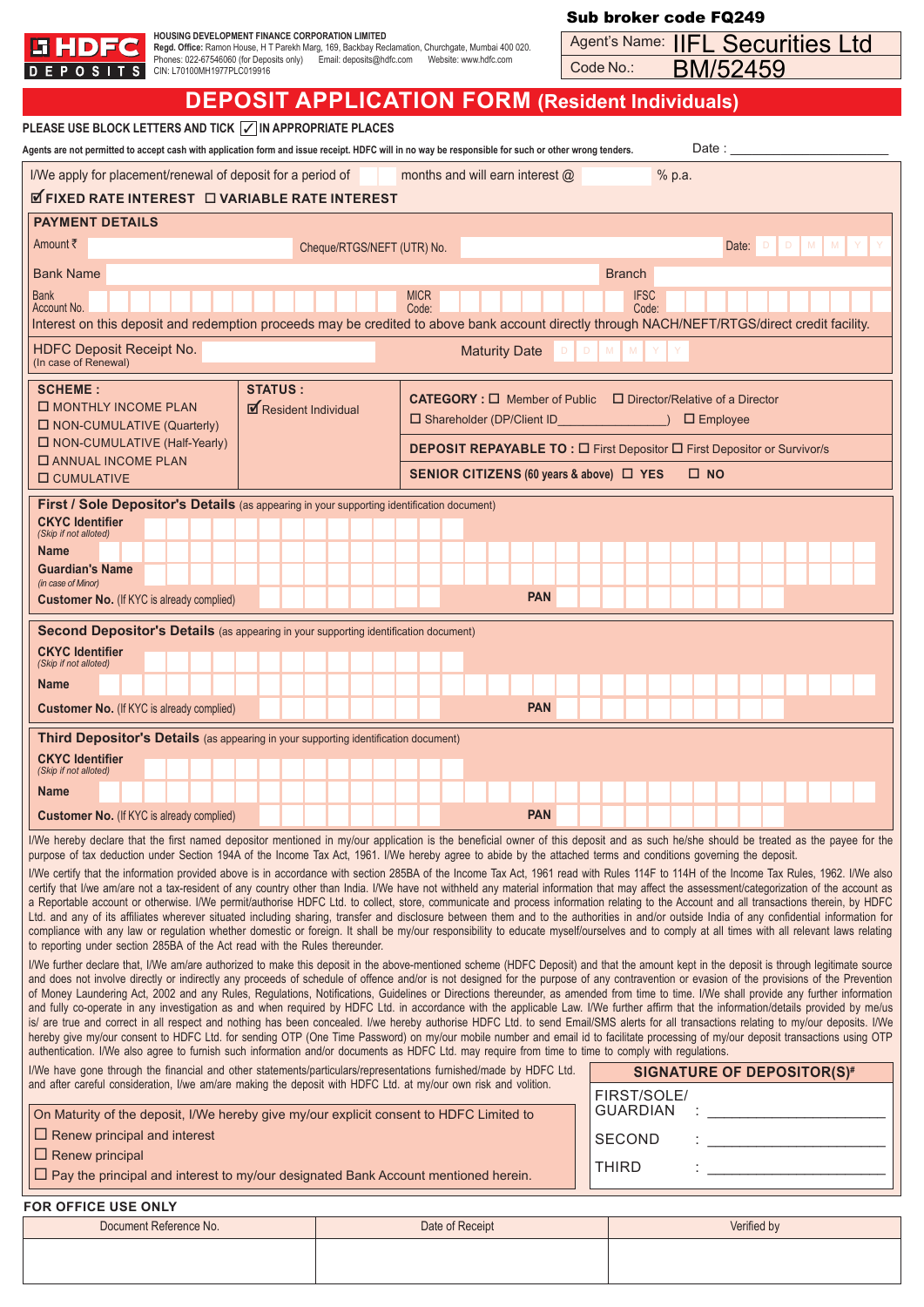**HDFC DEPOSITS**

**HOUSING DEVELOPMENT FINANCE CORPORATION LIMITED**
**Regd. Office:** Ramon House, H T Parekh Marg, 169, Backbay Reclamation, Churchgate, Mumbai 400 020.
Phones: 022-67546060 (for Deposits only) Email: deposits@hdfc.com Website: www.hdfc.com
CIN: L70100MH1977PLC019916

**Sub broker code FQ249**

Agent's Name: IIFL Securities Ltd
Code No.: BM/52459

# DEPOSIT APPLICATION FORM (Resident Individuals)

**PLEASE USE BLOCK LETTERS AND TICK ☑ IN APPROPRIATE PLACES**

**Agents are not permitted to accept cash with application form and issue receipt. HDFC will in no way be responsible for such or other wrong tenders.**

Date : ______________________

I/We apply for placement/renewal of deposit for a period of ____ months and will earn interest @ ______ % p.a.

☑ **FIXED RATE INTEREST** ☐ **VARIABLE RATE INTEREST**

## PAYMENT DETAILS

Amount ₹ ____________ Cheque/RTGS/NEFT (UTR) No. ____________ Date: D D M M Y Y

Bank Name ____________ Branch ____________

Bank Account No. ____________ MICR Code: ____________ IFSC Code: ____________

Interest on this deposit and redemption proceeds may be credited to above bank account directly through NACH/NEFT/RTGS/direct credit facility.

HDFC Deposit Receipt No. (In case of Renewal) ____________ Maturity Date D D M M Y Y

| SCHEME : | STATUS : | |
|---|---|---|
| ☐ MONTHLY INCOME PLAN<br>☐ NON-CUMULATIVE (Quarterly)<br>☐ NON-CUMULATIVE (Half-Yearly)<br>☐ ANNUAL INCOME PLAN<br>☐ CUMULATIVE | ☑ Resident Individual | **CATEGORY :** ☐ Member of Public ☐ Director/Relative of a Director<br>☐ Shareholder (DP/Client ID________________) ☐ Employee<br>**DEPOSIT REPAYABLE TO :** ☐ First Depositor ☐ First Depositor or Survivor/s<br>**SENIOR CITIZENS (60 years & above)** ☐ YES ☐ NO |

### First / Sole Depositor's Details (as appearing in your supporting identification document)

**CKYC Identifier** *(Skip if not alloted)* ____________

**Name** ____________

**Guardian's Name** *(in case of Minor)* ____________

**Customer No.** (If KYC is already complied) ____________ **PAN** ____________

### Second Depositor's Details (as appearing in your supporting identification document)

**CKYC Identifier** *(Skip if not alloted)* ____________

**Name** ____________

**Customer No.** (If KYC is already complied) ____________ **PAN** ____________

### Third Depositor's Details (as appearing in your supporting identification document)

**CKYC Identifier** *(Skip if not alloted)* ____________

**Name** ____________

**Customer No.** (If KYC is already complied) ____________ **PAN** ____________

I/We hereby declare that the first named depositor mentioned in my/our application is the beneficial owner of this deposit and as such he/she should be treated as the payee for the purpose of tax deduction under Section 194A of the Income Tax Act, 1961. I/We hereby agree to abide by the attached terms and conditions governing the deposit.

I/We certify that the information provided above is in accordance with section 285BA of the Income Tax Act, 1961 read with Rules 114F to 114H of the Income Tax Rules, 1962. I/We also certify that I/we am/are not a tax-resident of any country other than India. I/We have not withheld any material information that may affect the assessment/categorization of the account as a Reportable account or otherwise. I/We permit/authorise HDFC Ltd. to collect, store, communicate and process information relating to the Account and all transactions therein, by HDFC Ltd. and any of its affiliates wherever situated including sharing, transfer and disclosure between them and to the authorities in and/or outside India of any confidential information for compliance with any law or regulation whether domestic or foreign. It shall be my/our responsibility to educate myself/ourselves and to comply at all times with all relevant laws relating to reporting under section 285BA of the Act read with the Rules thereunder.

I/We further declare that, I/We am/are authorized to make this deposit in the above-mentioned scheme (HDFC Deposit) and that the amount kept in the deposit is through legitimate source and does not involve directly or indirectly any proceeds of schedule of offence and/or is not designed for the purpose of any contravention or evasion of the provisions of the Prevention of Money Laundering Act, 2002 and any Rules, Regulations, Notifications, Guidelines or Directions thereunder, as amended from time to time. I/We shall provide any further information and fully co-operate in any investigation as and when required by HDFC Ltd. in accordance with the applicable Law. I/We further affirm that the information/details provided by me/us is/ are true and correct in all respect and nothing has been concealed. I/we hereby authorise HDFC Ltd. to send Email/SMS alerts for all transactions relating to my/our deposits. I/We hereby give my/our consent to HDFC Ltd. for sending OTP (One Time Password) on my/our mobile number and email id to facilitate processing of my/our deposit transactions using OTP authentication. I/We also agree to furnish such information and/or documents as HDFC Ltd. may require from time to time to comply with regulations.

I/We have gone through the financial and other statements/particulars/representations furnished/made by HDFC Ltd. and after careful consideration, I/we am/are making the deposit with HDFC Ltd. at my/our own risk and volition.

On Maturity of the deposit, I/We hereby give my/our explicit consent to HDFC Limited to
☐ Renew principal and interest
☐ Renew principal
☐ Pay the principal and interest to my/our designated Bank Account mentioned herein.

**SIGNATURE OF DEPOSITOR(S)#**

FIRST/SOLE/ GUARDIAN : ______________________

SECOND : ______________________

THIRD : ______________________

**FOR OFFICE USE ONLY**

| Document Reference No. | Date of Receipt | Verified by |
|---|---|---|
| | | |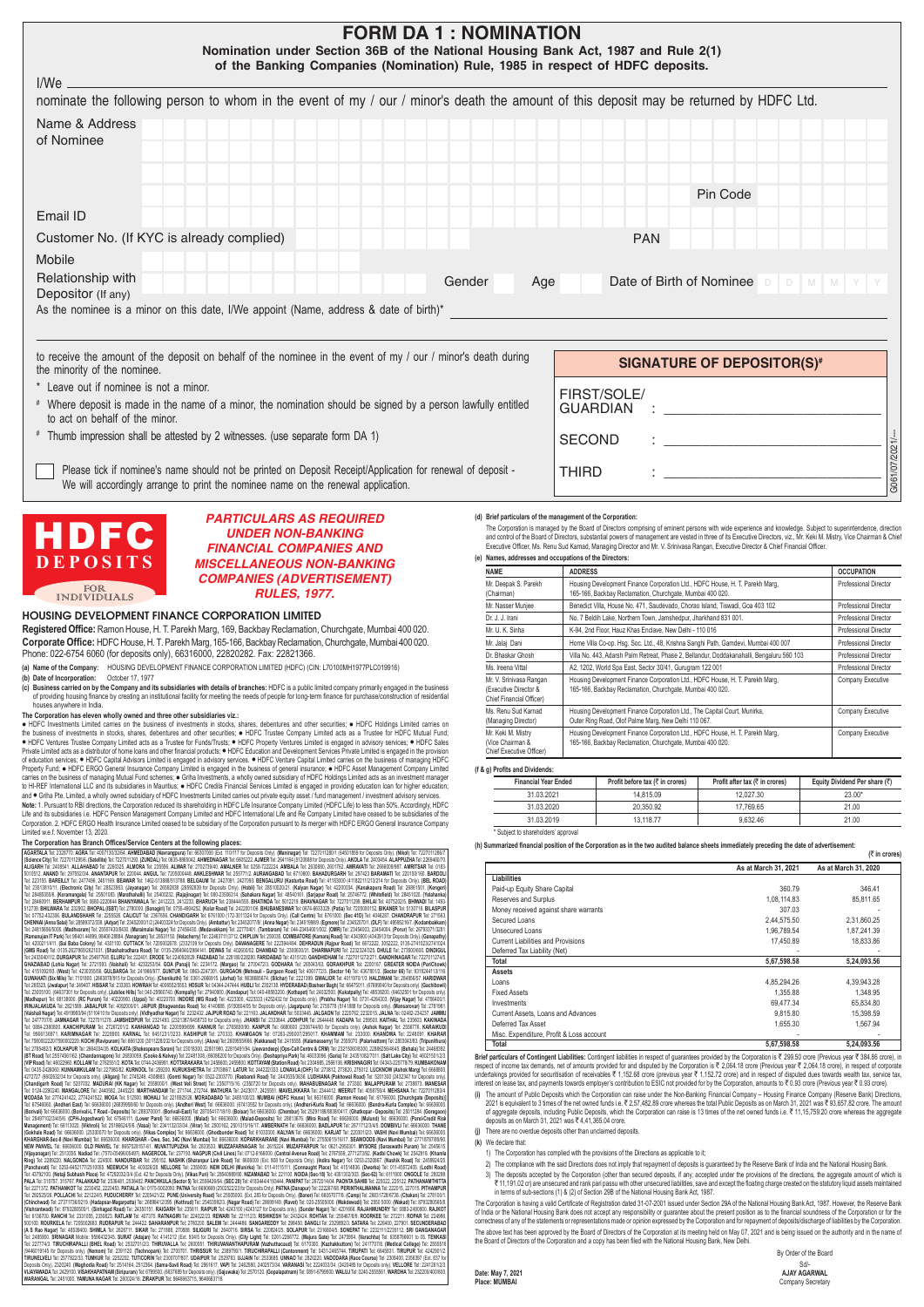# FORM DA 1 : NOMINATION

**Nomination under Section 36B of the National Housing Bank Act, 1987 and Rule 2(1) of the Banking Companies (Nomination) Rule, 1985 in respect of HDFC deposits.**

I/We ___________________________________________

nominate the following person to whom in the event of my / our / minor's death the amount of this deposit may be returned by HDFC Ltd.

Name & Address of Nominee

Pin Code

Email ID

Customer No. (If KYC is already complied) PAN

Mobile

Relationship with Depositor (If any) Gender Age Date of Birth of Nominee D D M M Y Y

As the nominee is a minor on this date, I/We appoint (Name, address & date of birth)*

to receive the amount of the deposit on behalf of the nominee in the event of my / our / minor's death during the minority of the nominee.

\* Leave out if nominee is not a minor.

\# Where deposit is made in the name of a minor, the nomination should be signed by a person lawfully entitled to act on behalf of the minor.

\# Thumb impression shall be attested by 2 witnesses. (use separate form DA 1)

☐ Please tick if nominee's name should not be printed on Deposit Receipt/Application for renewal of deposit - We will accordingly arrange to print the nominee name on the renewal application.

**SIGNATURE OF DEPOSITOR(S)#**

FIRST/SOLE/GUARDIAN : ____________

SECOND : ____________

THIRD : ____________

G061/07/2021/---

HDFC DEPOSITS FOR INDIVIDUALS

## *PARTICULARS AS REQUIRED UNDER NON-BANKING FINANCIAL COMPANIES AND MISCELLANEOUS NON-BANKING COMPANIES (ADVERTISEMENT) RULES, 1977.*

### HOUSING DEVELOPMENT FINANCE CORPORATION LIMITED

**Registered Office:** Ramon House, H. T. Parekh Marg, 169, Backbay Reclamation, Churchgate, Mumbai 400 020.
**Corporate Office:** HDFC House, H. T. Parekh Marg, 165-166, Backbay Reclamation, Churchgate, Mumbai 400 020.
Phone: 022-6754 6060 (for deposits only), 66316000, 22820282. Fax: 22821366.

**(a) Name of the Company:** HOUSING DEVELOPMENT FINANCE CORPORATION LIMITED (HDFC) (CIN: L70100MH1977PLC019916)

**(b) Date of Incorporation:** October 17, 1977

**(c) Business carried on by the Company and its subsidiaries with details of branches:** HDFC is a public limited company primarily engaged in the business of providing housing finance by creating an institutional facility for meeting the needs of people for long-term finance for purchase/construction of residential houses anywhere in India.

**The Corporation has eleven wholly owned and three other subsidiaries viz.:**

● HDFC Investments Limited carries on the business of investments in stocks, shares, debentures and other securities; ● HDFC Holdings Limited carries on the business of investments in stocks, shares, debentures and other securities; ● HDFC Trustee Company Limited acts as a Trustee for HDFC Mutual Fund; ● HDFC Ventures Trustee Company Limited acts as a Trustee for Funds/Trusts; ● HDFC Property Ventures Limited is engaged in advisory services; ● HDFC Sales Private Limited acts as a distributor of home loans and other financial products; ● HDFC Education and Development Services Private Limited is engaged in the provision of education services; ● HDFC Capital Advisors Limited is engaged in advisory services. ● HDFC Venture Capital Limited carries on the business of managing HDFC Property Fund; ● HDFC ERGO General Insurance Company Limited is engaged in the business of general insurance; ● HDFC Asset Management Company Limited carries on the business of managing Mutual Fund schemes; ● Griha Investments, a wholly owned subsidiary of HDFC Holdings Limited acts as an investment manager to HI-REF International LLC and its subsidiaries in Mauritius; ● HDFC Credila Financial Services Limited is engaged in providing education loan for higher education; and ● Griha Pte. Limited, a wholly owned subsidiary of HDFC Investments Limited carries out private equity asset / fund management / investment advisory services.

Note: 1. Pursuant to RBI directions, the Corporation reduced its shareholding in HDFC Life Insurance Company Limited (HDFC Life) to less than 50%. Accordingly, HDFC Life and its subsidiaries i.e. HDFC Pension Management Company Limited and HDFC International Life and Re Company Limited have ceased to be subsidiaries of the Corporation. 2. HDFC ERGO Health Insurance Limited ceased to be subsidiary of the Corporation pursuant to its merger with HDFC ERGO General Insurance Company Limited w.e.f. November 13, 2020.

**The Corporation has Branch Offices/Service Centers at the following places:**

[Branch listing in very small print — not legible at this resolution]

**(d) Brief particulars of the management of the Corporation:**

The Corporation is managed by the Board of Directors comprising of eminent persons with wide experience and knowledge. Subject to superintendence, direction and control of the Board of Directors, substantial powers of management are vested in three of its Executive Directors, viz., Mr. Keki M. Mistry, Vice Chairman & Chief Executive Officer, Ms. Renu Sud Karnad, Managing Director and Mr. V. Srinivasa Rangan, Executive Director & Chief Financial Officer.

**(e) Names, addresses and occupations of the Directors:**

| NAME | ADDRESS | OCCUPATION |
|---|---|---|
| Mr. Deepak S. Parekh (Chairman) | Housing Development Finance Corporation Ltd., HDFC House, H. T. Parekh Marg, 165-166, Backbay Reclamation, Churchgate, Mumbai 400 020. | Professional Director |
| Mr. Nasser Munjee | Benedict Villa, House No. 471, Saudevado, Chorao Island, Tiswadi, Goa 403 102 | Professional Director |
| Dr. J. J. Irani | No. 7 Beldih Lake, Northern Town, Jamshedpur, Jharkhand 831 001. | Professional Director |
| Mr. U. K. Sinha | K-94, 2nd Floor, Hauz Khas Enclave, New Delhi - 110 016 | Professional Director |
| Mr. Jalaj Dani | Home Villa Co-op. Hsg. Soc. Ltd., 48, Krishna Sanghi Path, Gamdevi, Mumbai 400 007 | Professional Director |
| Dr. Bhaskar Ghosh | Villa No. 443, Adarsh Palm Retreat, Phase 2, Bellandur, Doddakanahalli, Bengaluru 560 103 | Professional Director |
| Ms. Ireena Vittal | A2, 1202, World Spa East, Sector 30/41, Gurugram 122 001 | Professional Director |
| Mr. V. Srinivasa Rangan (Executive Director & Chief Financial Officer) | Housing Development Finance Corporation Ltd., HDFC House, H. T. Parekh Marg, 165-166, Backbay Reclamation, Churchgate, Mumbai 400 020. | Company Executive |
| Ms. Renu Sud Karnad (Managing Director) | Housing Development Finance Corporation Ltd., The Capital Court, Munirka, Outer Ring Road, Olof Palme Marg, New Delhi 110 067. | Company Executive |
| Mr. Keki M. Mistry (Vice Chairman & Chief Executive Officer) | Housing Development Finance Corporation Ltd., HDFC House, H. T. Parekh Marg, 165-166, Backbay Reclamation, Churchgate, Mumbai 400 020. | Company Executive |

**(f & g) Profits and Dividends:**

| Financial Year Ended | Profit before tax (₹ in crores) | Profit after tax (₹ in crores) | Equity Dividend Per share (₹) |
|---|---|---|---|
| 31.03.2021 | 14,815.09 | 12,027.30 | 23.00* |
| 31.03.2020 | 20,350.92 | 17,769.65 | 21.00 |
| 31.03.2019 | 13,118.77 | 9,632.46 | 21.00 |

\* Subject to shareholders' approval

**(h) Summarized financial position of the Corporation as in the two audited balance sheets immediately preceding the date of advertisement:**

(₹ in crores)

| | As at March 31, 2021 | As at March 31, 2020 |
|---|---|---|
| **Liabilities** | | |
| Paid-up Equity Share Capital | 360.79 | 346.41 |
| Reserves and Surplus | 1,08,114.83 | 85,811.65 |
| Money received against share warrants | 307.03 | - |
| Secured Loans | 2,44,575.50 | 2,31,860.25 |
| Unsecured Loans | 1,96,789.54 | 1,87,241.39 |
| Current Liabilities and Provisions | 17,450.89 | 18,833.86 |
| Deferred Tax Liability (Net) | - | - |
| **Total** | **5,67,598.58** | **5,24,093.56** |
| **Assets** | | |
| Loans | 4,85,294.26 | 4,39,943.28 |
| Fixed Assets | 1,355.88 | 1,348.95 |
| Investments | 69,477.34 | 65,834.80 |
| Current Assets, Loans and Advances | 9,815.80 | 15,398.59 |
| Deferred Tax Asset | 1,655.30 | 1,567.94 |
| Misc. Expenditure, Profit & Loss account | - | - |
| **Total** | **5,67,598.58** | **5,24,093.56** |

**Brief particulars of Contingent Liabilities:** Contingent liabilities in respect of guarantees provided by the Corporation is ₹ 299.50 crore (Previous year ₹ 384.86 crore), in respect of income tax demands, net of amounts provided for and disputed by the Corporation is ₹ 2,064.18 crore (Previous year ₹ 2,064.18 crore), in respect of corporate undertakings provided for securitisation of receivables ₹ 1,152.68 crore (previous year ₹ 1,152.72 crore) and in respect of disputed dues towards wealth tax, service tax, interest on lease tax, and payments towards employer's contribution to ESIC not provided for by the Corporation, amounts to ₹ 0.93 crore (Previous year ₹ 0.93 crore).

**(i)** The amount of Public Deposits which the Corporation can raise under the Non-Banking Financial Company – Housing Finance Company (Reserve Bank) Directions, 2021 is equivalent to 3 times of the net owned funds i.e. ₹ 2,57,482.89 crore whereas the total Public Deposits as on March 31, 2021 was ₹ 93,657.82 crore. The amount of aggregate deposits, including Public Deposits, which the Corporation can raise is 13 times of the net owned funds i.e. ₹ 11,15,759.20 crore whereas the aggregate deposits as on March 31, 2021 was ₹ 4,41,365.04 crore.

**(j)** There are no overdue deposits other than unclaimed deposits.

**(k)** We declare that:

1) The Corporation has complied with the provisions of the Directions as applicable to it;
2) The compliance with the said Directions does not imply that repayment of deposits is guaranteed by the Reserve Bank of India and the National Housing Bank.
3) The deposits accepted by the Corporation (other than secured deposits, if any, accepted under the provisions of the directions, the aggregate amount of which is ₹ 11,191.02 cr) are unsecured and rank pari passu with other unsecured liabilities, save and except the floating charge created on the statutory liquid assets maintained in terms of sub-sections (1) & (2) of Section 29B of the National Housing Bank Act, 1987.

The Corporation is having a valid Certificate of Registration dated 31-07-2001 issued under Section 29A of the National Housing Bank Act, 1987. However, the Reserve Bank of India or the National Housing Bank does not accept any responsibility or guarantee about the present position as to the financial soundness of the Corporation or for the correctness of any of the statements or representations made or opinion expressed by the Corporation and for repayment of deposits/discharge of liabilities by the Corporation.

The above text has been approved by the Board of Directors of the Corporation at its meeting held on May 07, 2021 and is being issued on the authority and in the name of the Board of Directors of the Corporation and a copy has been filed with the National Housing Bank, New Delhi.

By Order of the Board
Sd/-
**AJAY AGARWAL**
Company Secretary

**Date: May 7, 2021**
**Place: MUMBAI**